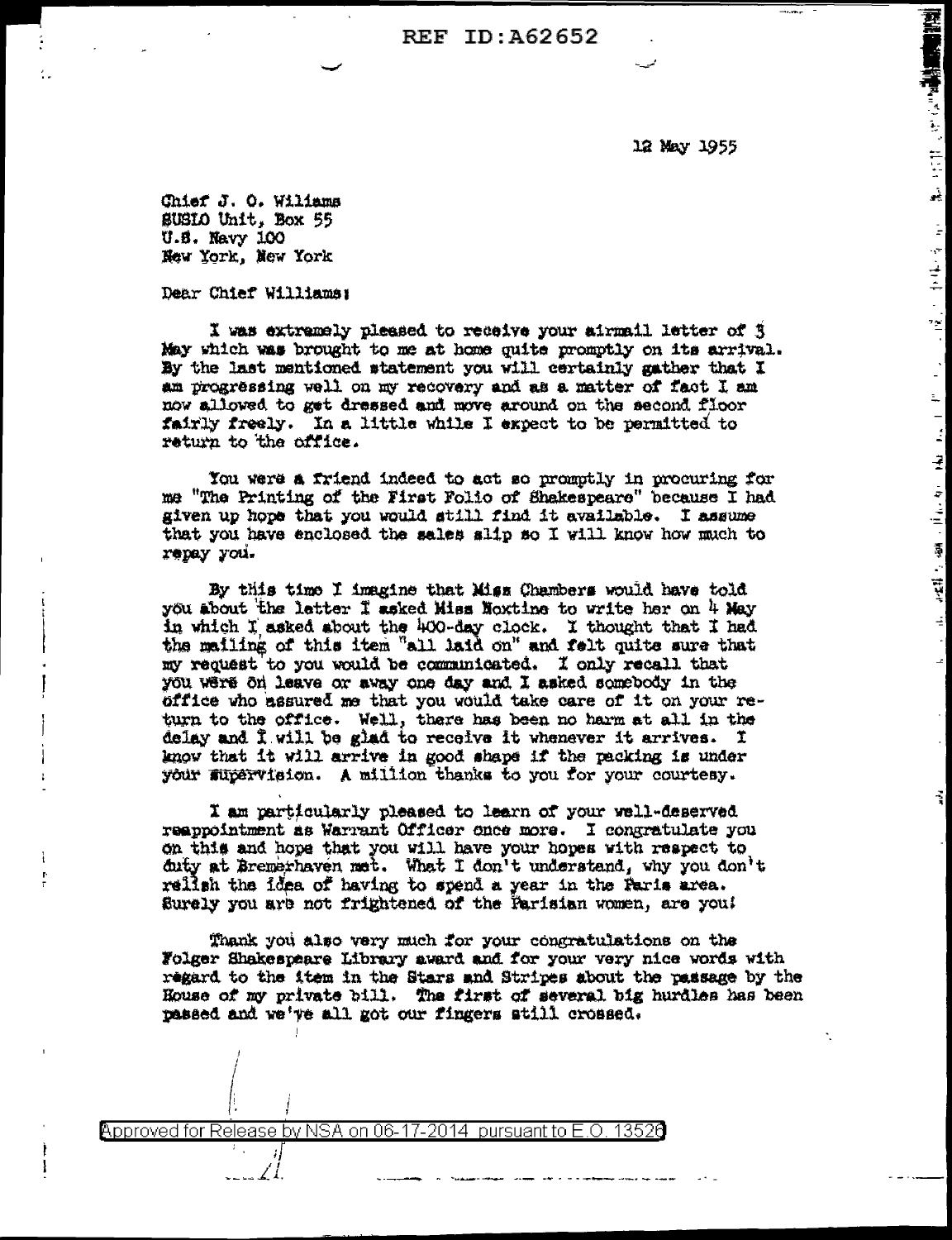REF ID:A62652

12 May 1955

Chief J. O. Williams
SUSLO Unit, Box 55
U.S. Navy 100
New York, New York

Dear Chief Williams:

I was extremely pleased to receive your airmail letter of 3 May which was brought to me at home quite promptly on its arrival. By the last mentioned statement you will certainly gather that I am progressing well on my recovery and as a matter of fact I am now allowed to get dressed and move around on the second floor fairly freely. In a little while I expect to be permitted to return to the office.

You were a friend indeed to act so promptly in procuring for me "The Printing of the First Folio of Shakespeare" because I had given up hope that you would still find it available. I assume that you have enclosed the sales slip so I will know how much to repay you.

By this time I imagine that Miss Chambers would have told you about the letter I asked Miss Noxtine to write her on 4 May in which I asked about the 400-day clock. I thought that I had the mailing of this item "all laid on" and felt quite sure that my request to you would be communicated. I only recall that you were on leave or away one day and I asked somebody in the office who assured me that you would take care of it on your return to the office. Well, there has been no harm at all in the delay and I will be glad to receive it whenever it arrives. I know that it will arrive in good shape if the packing is under your supervision. A million thanks to you for your courtesy.

I am particularly pleased to learn of your well-deserved reappointment as Warrant Officer once more. I congratulate you on this and hope that you will have your hopes with respect to duty at Bremerhaven met. What I don't understand, why you don't relish the idea of having to spend a year in the Paris area. Surely you are not frightened of the Parisian women, are you!

Thank you also very much for your congratulations on the Folger Shakespeare Library award and for your very nice words with regard to the item in the Stars and Stripes about the passage by the House of my private bill. The first of several big hurdles has been passed and we've all got our fingers still crossed.

Approved for Release by NSA on 06-17-2014 pursuant to E.O. 13526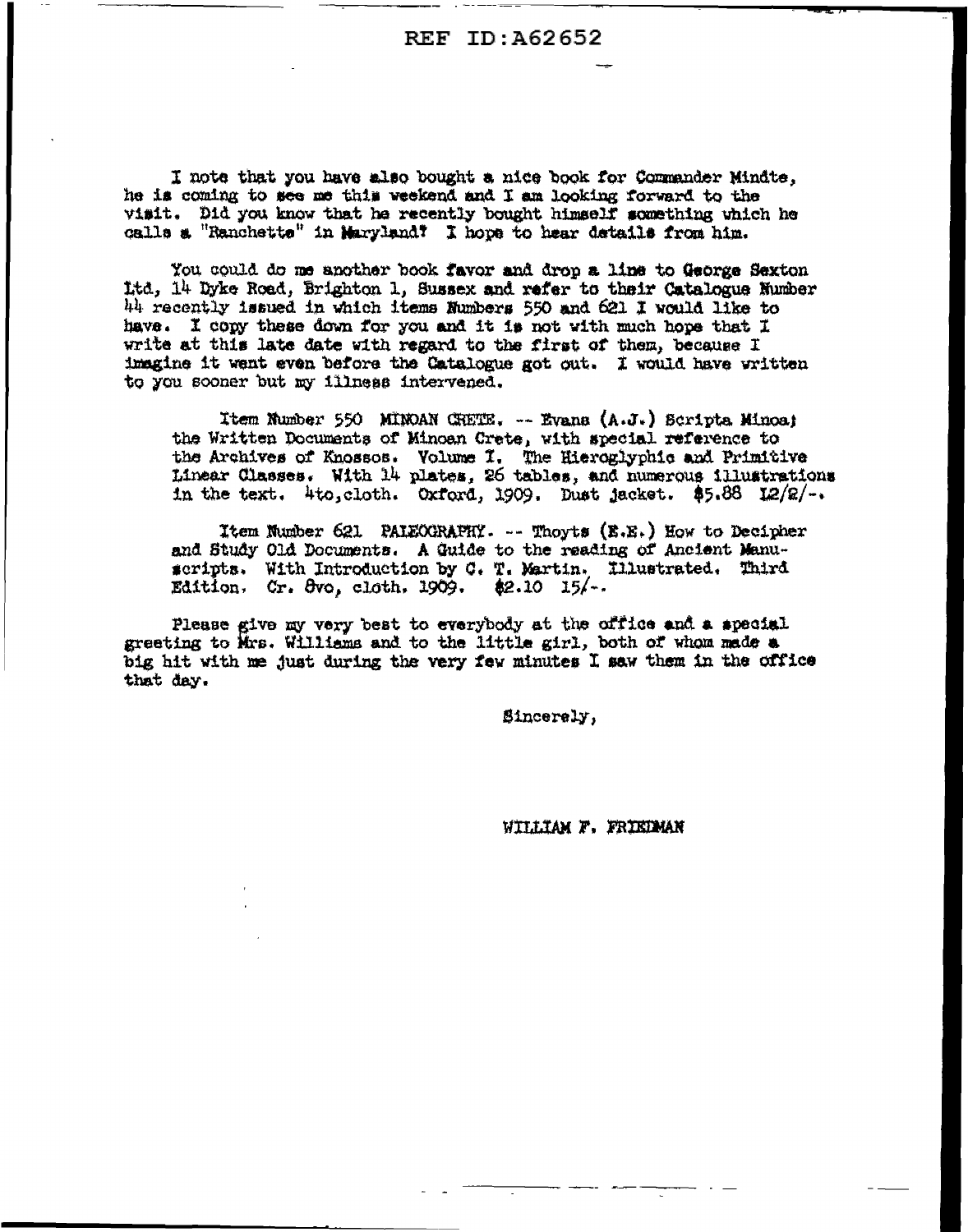I note that you have also bought a nice book for Commander Mindte, he is coming to see me this weekend and I am looking forward to the visit. Did you know that he recently bought himself something which he calls a "Ranchette" in Maryland? I hope to hear details from him.

You could do me another book favor and drop a line to George Sexton Ltd, 14 Dyke Road, Brighton 1, Sussex and refer to their Catalogue Number 44 recently issued in which items Numbers 550 and 621 I would like to have. I copy these down for you and it is not with much hope that I write at this late date with regard to the first of them, because I imagine it went even before the Catalogue got out. I would have written to you sooner but my illness intervened.

Item Number 550 MINOAN CRETE. -- Evans (A.J.) Scripta Minoa; the Written Documents of Minoan Crete, with special reference to the Archives of Knossos. Volume I. The Hieroglyphic and Primitive Linear Classes. With 14 plates, 26 tables, and numerous illustrations in the text. 4to, cloth. Oxford, 1909. Dust jacket. $5.88 12/2/-.

Item Number 621 PALEOGRAPHY. -- Thoyts (E.E.) How to Decipher and Study Old Documents. A Guide to the reading of Ancient Manuscripts. With Introduction by C. T. Martin. Illustrated. Third Edition. Cr. 8vo, cloth. 1909. $2.10 15/-.

Please give my very best to everybody at the office and a special greeting to Mrs. Williams and to the little girl, both of whom made a big hit with me just during the very few minutes I saw them in the office that day.

Sincerely,

WILLIAM F. FRIEDMAN